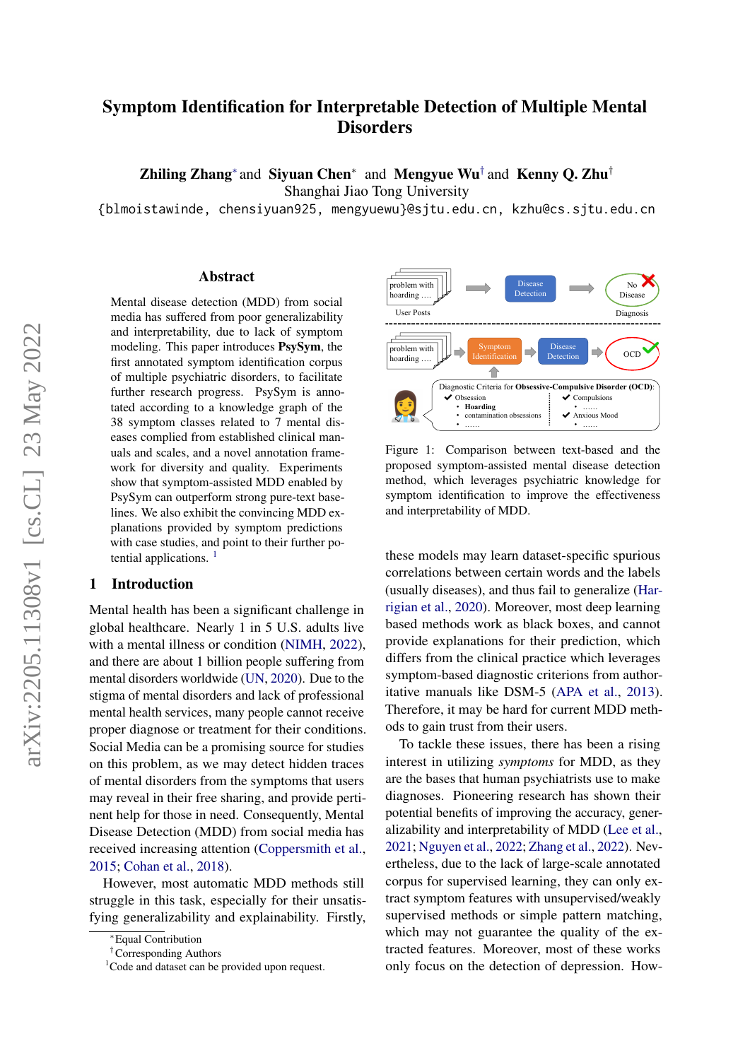# Symptom Identification for Interpretable Detection of Multiple Mental Disorders

**Zhiling Zhang**[*] and **Siyuan Chen**[*] and **Mengyue Wu**[†] and **Kenny Q. Zhu**[†]
Shanghai Jiao Tong University
{blmoistawinde, chensiyuan925, mengyuewu}@sjtu.edu.cn, kzhu@cs.sjtu.edu.cn

## Abstract

Mental disease detection (MDD) from social media has suffered from poor generalizability and interpretability, due to lack of symptom modeling. This paper introduces **PsySym**, the first annotated symptom identification corpus of multiple psychiatric disorders, to facilitate further research progress. PsySym is annotated according to a knowledge graph of the 38 symptom classes related to 7 mental diseases complied from established clinical manuals and scales, and a novel annotation framework for diversity and quality. Experiments show that symptom-assisted MDD enabled by PsySym can outperform strong pure-text baselines. We also exhibit the convincing MDD explanations provided by symptom predictions with case studies, and point to their further potential applications. [1]

## 1 Introduction

Mental health has been a significant challenge in global healthcare. Nearly 1 in 5 U.S. adults live with a mental illness or condition (NIMH, 2022), and there are about 1 billion people suffering from mental disorders worldwide (UN, 2020). Due to the stigma of mental disorders and lack of professional mental health services, many people cannot receive proper diagnose or treatment for their conditions. Social Media can be a promising source for studies on this problem, as we may detect hidden traces of mental disorders from the symptoms that users may reveal in their free sharing, and provide pertinent help for those in need. Consequently, Mental Disease Detection (MDD) from social media has received increasing attention (Coppersmith et al., 2015; Cohan et al., 2018).

However, most automatic MDD methods still struggle in this task, especially for their unsatisfying generalizability and explainability. Firstly, these models may learn dataset-specific spurious correlations between certain words and the labels (usually diseases), and thus fail to generalize (Harrigan et al., 2020). Moreover, most deep learning based methods work as black boxes, and cannot provide explanations for their prediction, which differs from the clinical practice which leverages symptom-based diagnostic criterions from authoritative manuals like DSM-5 (APA et al., 2013). Therefore, it may be hard for current MDD methods to gain trust from their users.

Figure 1: Comparison between text-based and the proposed symptom-assisted mental disease detection method, which leverages psychiatric knowledge for symptom identification to improve the effectiveness and interpretability of MDD.

To tackle these issues, there has been a rising interest in utilizing *symptoms* for MDD, as they are the bases that human psychiatrists use to make diagnoses. Pioneering research has shown their potential benefits of improving the accuracy, generalizability and interpretability of MDD (Lee et al., 2021; Nguyen et al., 2022; Zhang et al., 2022). Nevertheless, due to the lack of large-scale annotated corpus for supervised learning, they can only extract symptom features with unsupervised/weakly supervised methods or simple pattern matching, which may not guarantee the quality of the extracted features. Moreover, most of these works only focus on the detection of depression. How-

[*]Equal Contribution
[†]Corresponding Authors
[1]Code and dataset can be provided upon request.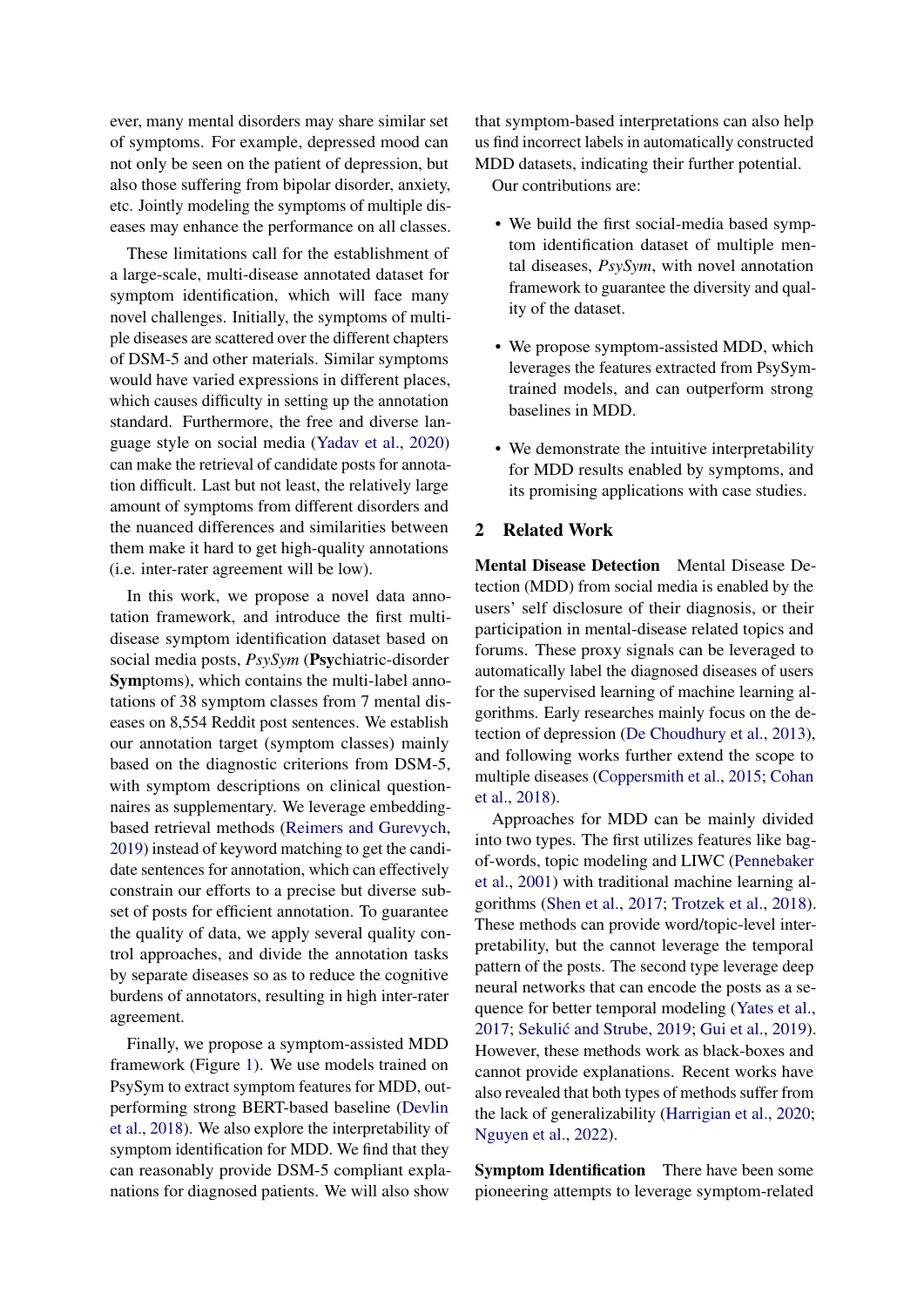ever, many mental disorders may share similar set of symptoms. For example, depressed mood can not only be seen on the patient of depression, but also those suffering from bipolar disorder, anxiety, etc. Jointly modeling the symptoms of multiple diseases may enhance the performance on all classes.

These limitations call for the establishment of a large-scale, multi-disease annotated dataset for symptom identification, which will face many novel challenges. Initially, the symptoms of multiple diseases are scattered over the different chapters of DSM-5 and other materials. Similar symptoms would have varied expressions in different places, which causes difficulty in setting up the annotation standard. Furthermore, the free and diverse language style on social media (Yadav et al., 2020) can make the retrieval of candidate posts for annotation difficult. Last but not least, the relatively large amount of symptoms from different disorders and the nuanced differences and similarities between them make it hard to get high-quality annotations (i.e. inter-rater agreement will be low).

In this work, we propose a novel data annotation framework, and introduce the first multi-disease symptom identification dataset based on social media posts, *PsySym* (**Psy**chiatric-disorder **Sym**ptoms), which contains the multi-label annotations of 38 symptom classes from 7 mental diseases on 8,554 Reddit post sentences. We establish our annotation target (symptom classes) mainly based on the diagnostic criterions from DSM-5, with symptom descriptions on clinical questionnaires as supplementary. We leverage embedding-based retrieval methods (Reimers and Gurevych, 2019) instead of keyword matching to get the candidate sentences for annotation, which can effectively constrain our efforts to a precise but diverse subset of posts for efficient annotation. To guarantee the quality of data, we apply several quality control approaches, and divide the annotation tasks by separate diseases so as to reduce the cognitive burdens of annotators, resulting in high inter-rater agreement.

Finally, we propose a symptom-assisted MDD framework (Figure 1). We use models trained on PsySym to extract symptom features for MDD, outperforming strong BERT-based baseline (Devlin et al., 2018). We also explore the interpretability of symptom identification for MDD. We find that they can reasonably provide DSM-5 compliant explanations for diagnosed patients. We will also show that symptom-based interpretations can also help us find incorrect labels in automatically constructed MDD datasets, indicating their further potential.

Our contributions are:

- We build the first social-media based symptom identification dataset of multiple mental diseases, *PsySym*, with novel annotation framework to guarantee the diversity and quality of the dataset.
- We propose symptom-assisted MDD, which leverages the features extracted from PsySym-trained models, and can outperform strong baselines in MDD.
- We demonstrate the intuitive interpretability for MDD results enabled by symptoms, and its promising applications with case studies.

## 2 Related Work

**Mental Disease Detection** Mental Disease Detection (MDD) from social media is enabled by the users' self disclosure of their diagnosis, or their participation in mental-disease related topics and forums. These proxy signals can be leveraged to automatically label the diagnosed diseases of users for the supervised learning of machine learning algorithms. Early researches mainly focus on the detection of depression (De Choudhury et al., 2013), and following works further extend the scope to multiple diseases (Coppersmith et al., 2015; Cohan et al., 2018).

Approaches for MDD can be mainly divided into two types. The first utilizes features like bag-of-words, topic modeling and LIWC (Pennebaker et al., 2001) with traditional machine learning algorithms (Shen et al., 2017; Trotzek et al., 2018). These methods can provide word/topic-level interpretability, but the cannot leverage the temporal pattern of the posts. The second type leverage deep neural networks that can encode the posts as a sequence for better temporal modeling (Yates et al., 2017; Sekulić and Strube, 2019; Gui et al., 2019). However, these methods work as black-boxes and cannot provide explanations. Recent works have also revealed that both types of methods suffer from the lack of generalizability (Harrigian et al., 2020; Nguyen et al., 2022).

**Symptom Identification** There have been some pioneering attempts to leverage symptom-related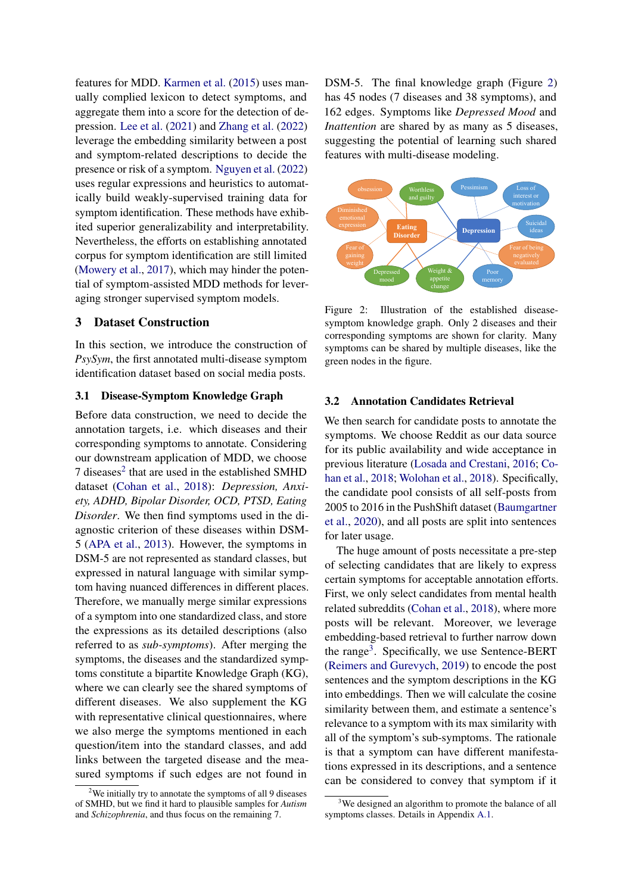features for MDD. Karmen et al. (2015) uses manually complied lexicon to detect symptoms, and aggregate them into a score for the detection of depression. Lee et al. (2021) and Zhang et al. (2022) leverage the embedding similarity between a post and symptom-related descriptions to decide the presence or risk of a symptom. Nguyen et al. (2022) uses regular expressions and heuristics to automatically build weakly-supervised training data for symptom identification. These methods have exhibited superior generalizability and interpretability. Nevertheless, the efforts on establishing annotated corpus for symptom identification are still limited (Mowery et al., 2017), which may hinder the potential of symptom-assisted MDD methods for leveraging stronger supervised symptom models.

## 3 Dataset Construction

In this section, we introduce the construction of *PsySym*, the first annotated multi-disease symptom identification dataset based on social media posts.

### 3.1 Disease-Symptom Knowledge Graph

Before data construction, we need to decide the annotation targets, i.e. which diseases and their corresponding symptoms to annotate. Considering our downstream application of MDD, we choose 7 diseases[2] that are used in the established SMHD dataset (Cohan et al., 2018): *Depression, Anxiety, ADHD, Bipolar Disorder, OCD, PTSD, Eating Disorder*. We then find symptoms used in the diagnostic criterion of these diseases within DSM-5 (APA et al., 2013). However, the symptoms in DSM-5 are not represented as standard classes, but expressed in natural language with similar symptom having nuanced differences in different places. Therefore, we manually merge similar expressions of a symptom into one standardized class, and store the expressions as its detailed descriptions (also referred to as *sub-symptoms*). After merging the symptoms, the diseases and the standardized symptoms constitute a bipartite Knowledge Graph (KG), where we can clearly see the shared symptoms of different diseases. We also supplement the KG with representative clinical questionnaires, where we also merge the symptoms mentioned in each question/item into the standard classes, and add links between the targeted disease and the measured symptoms if such edges are not found in DSM-5. The final knowledge graph (Figure 2) has 45 nodes (7 diseases and 38 symptoms), and 162 edges. Symptoms like *Depressed Mood* and *Inattention* are shared by as many as 5 diseases, suggesting the potential of learning such shared features with multi-disease modeling.

Figure 2: Illustration of the established disease-symptom knowledge graph. Only 2 diseases and their corresponding symptoms are shown for clarity. Many symptoms can be shared by multiple diseases, like the green nodes in the figure.

### 3.2 Annotation Candidates Retrieval

We then search for candidate posts to annotate the symptoms. We choose Reddit as our data source for its public availability and wide acceptance in previous literature (Losada and Crestani, 2016; Cohan et al., 2018; Wolohan et al., 2018). Specifically, the candidate pool consists of all self-posts from 2005 to 2016 in the PushShift dataset (Baumgartner et al., 2020), and all posts are split into sentences for later usage.

The huge amount of posts necessitate a pre-step of selecting candidates that are likely to express certain symptoms for acceptable annotation efforts. First, we only select candidates from mental health related subreddits (Cohan et al., 2018), where more posts will be relevant. Moreover, we leverage embedding-based retrieval to further narrow down the range[3]. Specifically, we use Sentence-BERT (Reimers and Gurevych, 2019) to encode the post sentences and the symptom descriptions in the KG into embeddings. Then we will calculate the cosine similarity between them, and estimate a sentence's relevance to a symptom with its max similarity with all of the symptom's sub-symptoms. The rationale is that a symptom can have different manifestations expressed in its descriptions, and a sentence can be considered to convey that symptom if it

[2] We initially try to annotate the symptoms of all 9 diseases of SMHD, but we find it hard to plausible samples for *Autism* and *Schizophrenia*, and thus focus on the remaining 7.

[3] We designed an algorithm to promote the balance of all symptoms classes. Details in Appendix A.1.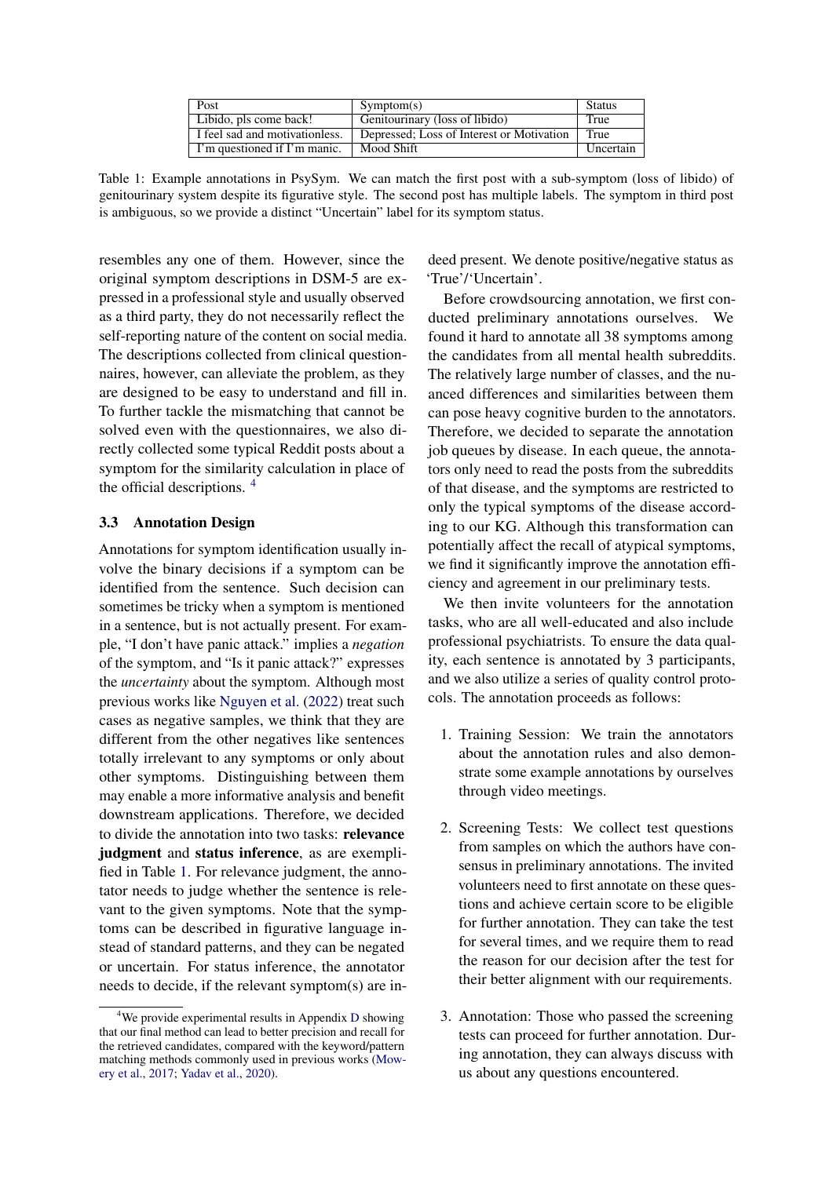| Post | Symptom(s) | Status |
|---|---|---|
| Libido, pls come back! | Genitourinary (loss of libido) | True |
| I feel sad and motivationless. | Depressed; Loss of Interest or Motivation | True |
| I'm questioned if I'm manic. | Mood Shift | Uncertain |

Table 1: Example annotations in PsySym. We can match the first post with a sub-symptom (loss of libido) of genitourinary system despite its figurative style. The second post has multiple labels. The symptom in third post is ambiguous, so we provide a distinct "Uncertain" label for its symptom status.

resembles any one of them. However, since the original symptom descriptions in DSM-5 are expressed in a professional style and usually observed as a third party, they do not necessarily reflect the self-reporting nature of the content on social media. The descriptions collected from clinical questionnaires, however, can alleviate the problem, as they are designed to be easy to understand and fill in. To further tackle the mismatching that cannot be solved even with the questionnaires, we also directly collected some typical Reddit posts about a symptom for the similarity calculation in place of the official descriptions. [4]

### 3.3 Annotation Design

Annotations for symptom identification usually involve the binary decisions if a symptom can be identified from the sentence. Such decision can sometimes be tricky when a symptom is mentioned in a sentence, but is not actually present. For example, "I don't have panic attack." implies a *negation* of the symptom, and "Is it panic attack?" expresses the *uncertainty* about the symptom. Although most previous works like Nguyen et al. (2022) treat such cases as negative samples, we think that they are different from the other negatives like sentences totally irrelevant to any symptoms or only about other symptoms. Distinguishing between them may enable a more informative analysis and benefit downstream applications. Therefore, we decided to divide the annotation into two tasks: **relevance judgment** and **status inference**, as are exemplified in Table 1. For relevance judgment, the annotator needs to judge whether the sentence is relevant to the given symptoms. Note that the symptoms can be described in figurative language instead of standard patterns, and they can be negated or uncertain. For status inference, the annotator needs to decide, if the relevant symptom(s) are indeed present. We denote positive/negative status as 'True'/'Uncertain'.

Before crowdsourcing annotation, we first conducted preliminary annotations ourselves. We found it hard to annotate all 38 symptoms among the candidates from all mental health subreddits. The relatively large number of classes, and the nuanced differences and similarities between them can pose heavy cognitive burden to the annotators. Therefore, we decided to separate the annotation job queues by disease. In each queue, the annotators only need to read the posts from the subreddits of that disease, and the symptoms are restricted to only the typical symptoms of the disease according to our KG. Although this transformation can potentially affect the recall of atypical symptoms, we find it significantly improve the annotation efficiency and agreement in our preliminary tests.

We then invite volunteers for the annotation tasks, who are all well-educated and also include professional psychiatrists. To ensure the data quality, each sentence is annotated by 3 participants, and we also utilize a series of quality control protocols. The annotation proceeds as follows:

1. Training Session: We train the annotators about the annotation rules and also demonstrate some example annotations by ourselves through video meetings.

2. Screening Tests: We collect test questions from samples on which the authors have consensus in preliminary annotations. The invited volunteers need to first annotate on these questions and achieve certain score to be eligible for further annotation. They can take the test for several times, and we require them to read the reason for our decision after the test for their better alignment with our requirements.

3. Annotation: Those who passed the screening tests can proceed for further annotation. During annotation, they can always discuss with us about any questions encountered.

[4] We provide experimental results in Appendix D showing that our final method can lead to better precision and recall for the retrieved candidates, compared with the keyword/pattern matching methods commonly used in previous works (Mowery et al., 2017; Yadav et al., 2020).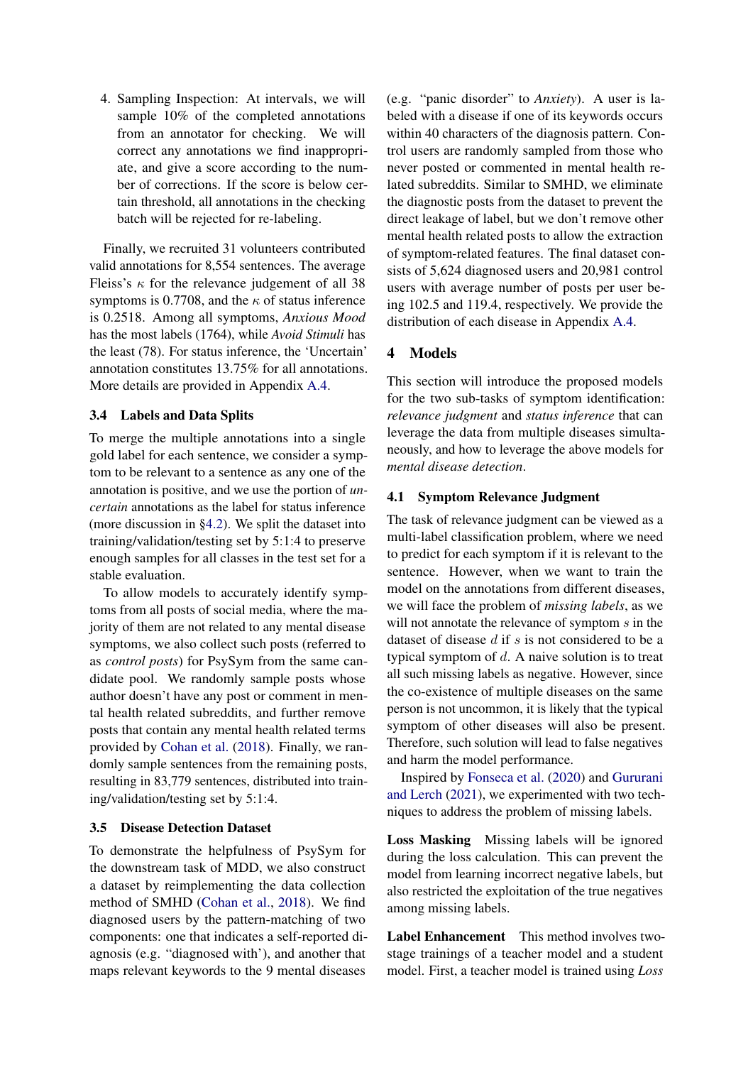4. Sampling Inspection: At intervals, we will sample 10% of the completed annotations from an annotator for checking. We will correct any annotations we find inappropriate, and give a score according to the number of corrections. If the score is below certain threshold, all annotations in the checking batch will be rejected for re-labeling.

Finally, we recruited 31 volunteers contributed valid annotations for 8,554 sentences. The average Fleiss's $\kappa$ for the relevance judgement of all 38 symptoms is 0.7708, and the $\kappa$ of status inference is 0.2518. Among all symptoms, *Anxious Mood* has the most labels (1764), while *Avoid Stimuli* has the least (78). For status inference, the 'Uncertain' annotation constitutes 13.75% for all annotations. More details are provided in Appendix A.4.

### 3.4 Labels and Data Splits

To merge the multiple annotations into a single gold label for each sentence, we consider a symptom to be relevant to a sentence as any one of the annotation is positive, and we use the portion of *uncertain* annotations as the label for status inference (more discussion in §4.2). We split the dataset into training/validation/testing set by 5:1:4 to preserve enough samples for all classes in the test set for a stable evaluation.

To allow models to accurately identify symptoms from all posts of social media, where the majority of them are not related to any mental disease symptoms, we also collect such posts (referred to as *control posts*) for PsySym from the same candidate pool. We randomly sample posts whose author doesn't have any post or comment in mental health related subreddits, and further remove posts that contain any mental health related terms provided by Cohan et al. (2018). Finally, we randomly sample sentences from the remaining posts, resulting in 83,779 sentences, distributed into training/validation/testing set by 5:1:4.

### 3.5 Disease Detection Dataset

To demonstrate the helpfulness of PsySym for the downstream task of MDD, we also construct a dataset by reimplementing the data collection method of SMHD (Cohan et al., 2018). We find diagnosed users by the pattern-matching of two components: one that indicates a self-reported diagnosis (e.g. "diagnosed with"), and another that maps relevant keywords to the 9 mental diseases (e.g. "panic disorder" to *Anxiety*). A user is labeled with a disease if one of its keywords occurs within 40 characters of the diagnosis pattern. Control users are randomly sampled from those who never posted or commented in mental health related subreddits. Similar to SMHD, we eliminate the diagnostic posts from the dataset to prevent the direct leakage of label, but we don't remove other mental health related posts to allow the extraction of symptom-related features. The final dataset consists of 5,624 diagnosed users and 20,981 control users with average number of posts per user being 102.5 and 119.4, respectively. We provide the distribution of each disease in Appendix A.4.

## 4 Models

This section will introduce the proposed models for the two sub-tasks of symptom identification: *relevance judgment* and *status inference* that can leverage the data from multiple diseases simultaneously, and how to leverage the above models for *mental disease detection*.

### 4.1 Symptom Relevance Judgment

The task of relevance judgment can be viewed as a multi-label classification problem, where we need to predict for each symptom if it is relevant to the sentence. However, when we want to train the model on the annotations from different diseases, we will face the problem of *missing labels*, as we will not annotate the relevance of symptom $s$ in the dataset of disease $d$ if $s$ is not considered to be a typical symptom of $d$. A naive solution is to treat all such missing labels as negative. However, since the co-existence of multiple diseases on the same person is not uncommon, it is likely that the typical symptom of other diseases will also be present. Therefore, such solution will lead to false negatives and harm the model performance.

Inspired by Fonseca et al. (2020) and Gururani and Lerch (2021), we experimented with two techniques to address the problem of missing labels.

**Loss Masking** Missing labels will be ignored during the loss calculation. This can prevent the model from learning incorrect negative labels, but also restricted the exploitation of the true negatives among missing labels.

**Label Enhancement** This method involves two-stage trainings of a teacher model and a student model. First, a teacher model is trained using *Loss*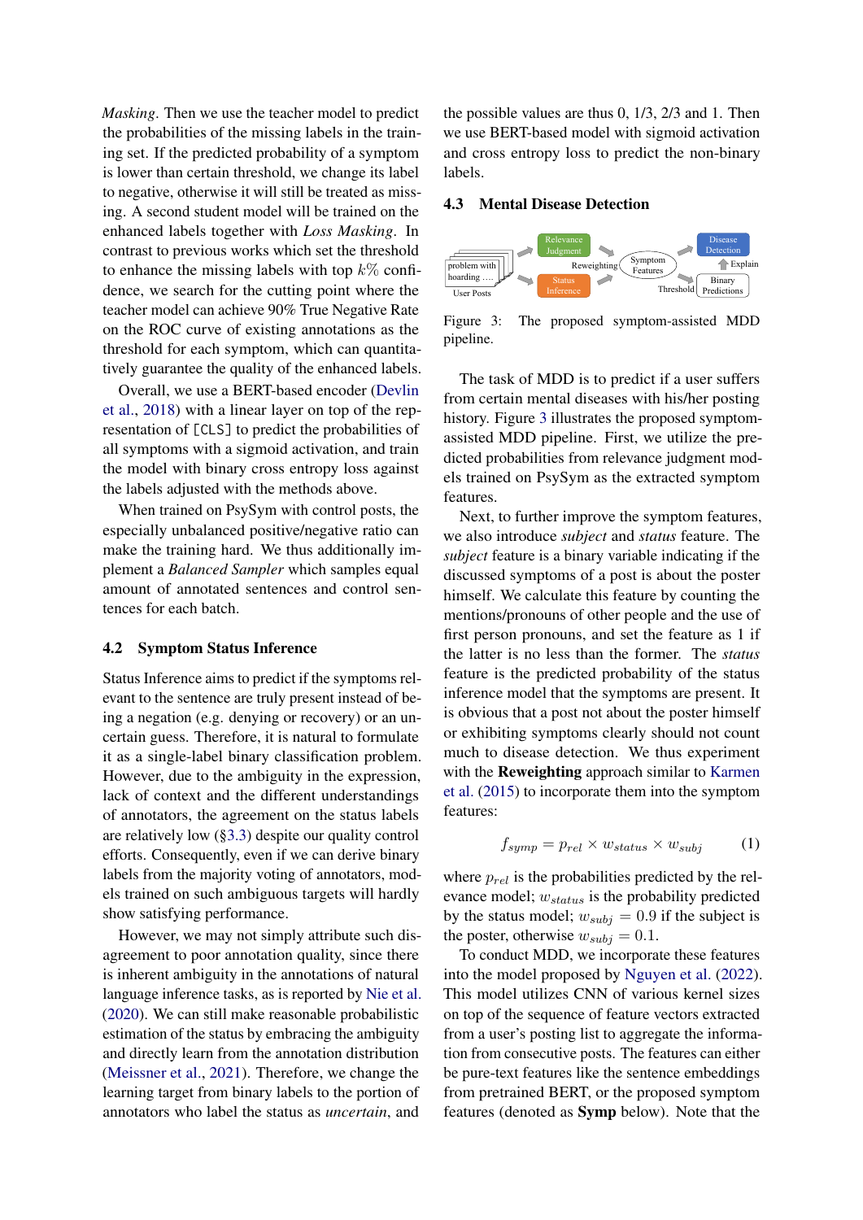*Masking*. Then we use the teacher model to predict the probabilities of the missing labels in the training set. If the predicted probability of a symptom is lower than certain threshold, we change its label to negative, otherwise it will still be treated as missing. A second student model will be trained on the enhanced labels together with *Loss Masking*. In contrast to previous works which set the threshold to enhance the missing labels with top $k\%$ confidence, we search for the cutting point where the teacher model can achieve 90% True Negative Rate on the ROC curve of existing annotations as the threshold for each symptom, which can quantitatively guarantee the quality of the enhanced labels.

Overall, we use a BERT-based encoder (Devlin et al., 2018) with a linear layer on top of the representation of `[CLS]` to predict the probabilities of all symptoms with a sigmoid activation, and train the model with binary cross entropy loss against the labels adjusted with the methods above.

When trained on PsySym with control posts, the especially unbalanced positive/negative ratio can make the training hard. We thus additionally implement a *Balanced Sampler* which samples equal amount of annotated sentences and control sentences for each batch.

## 4.2 Symptom Status Inference

Status Inference aims to predict if the symptoms relevant to the sentence are truly present instead of being a negation (e.g. denying or recovery) or an uncertain guess. Therefore, it is natural to formulate it as a single-label binary classification problem. However, due to the ambiguity in the expression, lack of context and the different understandings of annotators, the agreement on the status labels are relatively low (§3.3) despite our quality control efforts. Consequently, even if we can derive binary labels from the majority voting of annotators, models trained on such ambiguous targets will hardly show satisfying performance.

However, we may not simply attribute such disagreement to poor annotation quality, since there is inherent ambiguity in the annotations of natural language inference tasks, as is reported by Nie et al. (2020). We can still make reasonable probabilistic estimation of the status by embracing the ambiguity and directly learn from the annotation distribution (Meissner et al., 2021). Therefore, we change the learning target from binary labels to the portion of annotators who label the status as *uncertain*, and the possible values are thus 0, 1/3, 2/3 and 1. Then we use BERT-based model with sigmoid activation and cross entropy loss to predict the non-binary labels.

## 4.3 Mental Disease Detection

Figure 3: The proposed symptom-assisted MDD pipeline.

The task of MDD is to predict if a user suffers from certain mental diseases with his/her posting history. Figure 3 illustrates the proposed symptom-assisted MDD pipeline. First, we utilize the predicted probabilities from relevance judgment models trained on PsySym as the extracted symptom features.

Next, to further improve the symptom features, we also introduce *subject* and *status* feature. The *subject* feature is a binary variable indicating if the discussed symptoms of a post is about the poster himself. We calculate this feature by counting the mentions/pronouns of other people and the use of first person pronouns, and set the feature as 1 if the latter is no less than the former. The *status* feature is the predicted probability of the status inference model that the symptoms are present. It is obvious that a post not about the poster himself or exhibiting symptoms clearly should not count much to disease detection. We thus experiment with the **Reweighting** approach similar to Karmen et al. (2015) to incorporate them into the symptom features:

$$f_{symp} = p_{rel} \times w_{status} \times w_{subj} \quad (1)$$

where $p_{rel}$ is the probabilities predicted by the relevance model; $w_{status}$ is the probability predicted by the status model; $w_{subj} = 0.9$ if the subject is the poster, otherwise $w_{subj} = 0.1$.

To conduct MDD, we incorporate these features into the model proposed by Nguyen et al. (2022). This model utilizes CNN of various kernel sizes on top of the sequence of feature vectors extracted from a user's posting list to aggregate the information from consecutive posts. The features can either be pure-text features like the sentence embeddings from pretrained BERT, or the proposed symptom features (denoted as **Symp** below). Note that the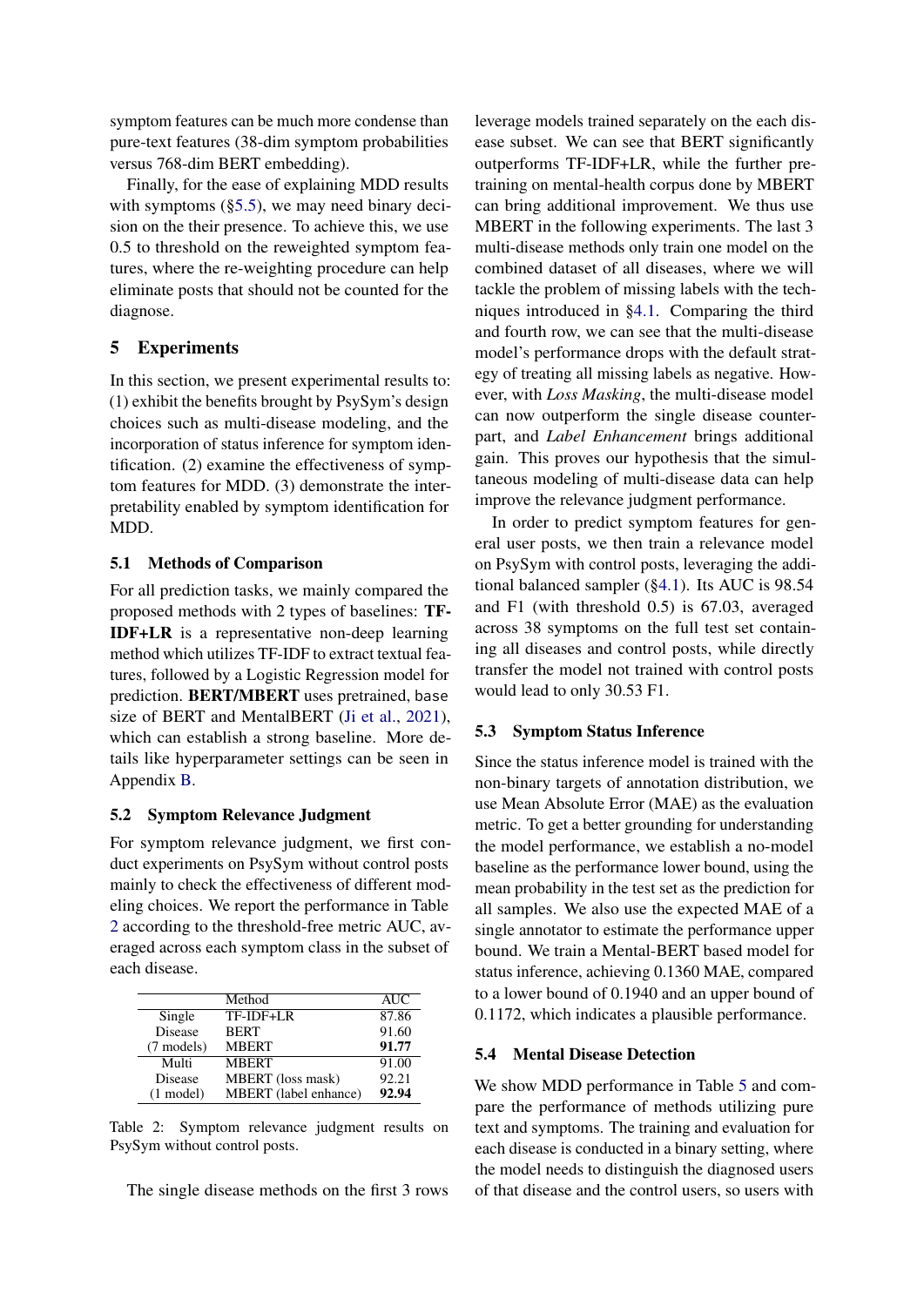symptom features can be much more condense than pure-text features (38-dim symptom probabilities versus 768-dim BERT embedding).

Finally, for the ease of explaining MDD results with symptoms (§5.5), we may need binary decision on the their presence. To achieve this, we use 0.5 to threshold on the reweighted symptom features, where the re-weighting procedure can help eliminate posts that should not be counted for the diagnose.

## 5 Experiments

In this section, we present experimental results to: (1) exhibit the benefits brought by PsySym's design choices such as multi-disease modeling, and the incorporation of status inference for symptom identification. (2) examine the effectiveness of symptom features for MDD. (3) demonstrate the interpretability enabled by symptom identification for MDD.

### 5.1 Methods of Comparison

For all prediction tasks, we mainly compared the proposed methods with 2 types of baselines: **TF-IDF+LR** is a representative non-deep learning method which utilizes TF-IDF to extract textual features, followed by a Logistic Regression model for prediction. **BERT/MBERT** uses pretrained, `base` size of BERT and MentalBERT (Ji et al., 2021), which can establish a strong baseline. More details like hyperparameter settings can be seen in Appendix B.

### 5.2 Symptom Relevance Judgment

For symptom relevance judgment, we first conduct experiments on PsySym without control posts mainly to check the effectiveness of different modeling choices. We report the performance in Table 2 according to the threshold-free metric AUC, averaged across each symptom class in the subset of each disease.

| | Method | AUC |
|---|---|---|
| Single Disease (7 models) | TF-IDF+LR | 87.86 |
| | BERT | 91.60 |
| | MBERT | **91.77** |
| Multi Disease (1 model) | MBERT | 91.00 |
| | MBERT (loss mask) | 92.21 |
| | MBERT (label enhance) | **92.94** |

Table 2: Symptom relevance judgment results on PsySym without control posts.

The single disease methods on the first 3 rows leverage models trained separately on the each disease subset. We can see that BERT significantly outperforms TF-IDF+LR, while the further pretraining on mental-health corpus done by MBERT can bring additional improvement. We thus use MBERT in the following experiments. The last 3 multi-disease methods only train one model on the combined dataset of all diseases, where we will tackle the problem of missing labels with the techniques introduced in §4.1. Comparing the third and fourth row, we can see that the multi-disease model's performance drops with the default strategy of treating all missing labels as negative. However, with *Loss Masking*, the multi-disease model can now outperform the single disease counterpart, and *Label Enhancement* brings additional gain. This proves our hypothesis that the simultaneous modeling of multi-disease data can help improve the relevance judgment performance.

In order to predict symptom features for general user posts, we then train a relevance model on PsySym with control posts, leveraging the additional balanced sampler (§4.1). Its AUC is 98.54 and F1 (with threshold 0.5) is 67.03, averaged across 38 symptoms on the full test set containing all diseases and control posts, while directly transfer the model not trained with control posts would lead to only 30.53 F1.

### 5.3 Symptom Status Inference

Since the status inference model is trained with the non-binary targets of annotation distribution, we use Mean Absolute Error (MAE) as the evaluation metric. To get a better grounding for understanding the model performance, we establish a no-model baseline as the performance lower bound, using the mean probability in the test set as the prediction for all samples. We also use the expected MAE of a single annotator to estimate the performance upper bound. We train a Mental-BERT based model for status inference, achieving 0.1360 MAE, compared to a lower bound of 0.1940 and an upper bound of 0.1172, which indicates a plausible performance.

### 5.4 Mental Disease Detection

We show MDD performance in Table 5 and compare the performance of methods utilizing pure text and symptoms. The training and evaluation for each disease is conducted in a binary setting, where the model needs to distinguish the diagnosed users of that disease and the control users, so users with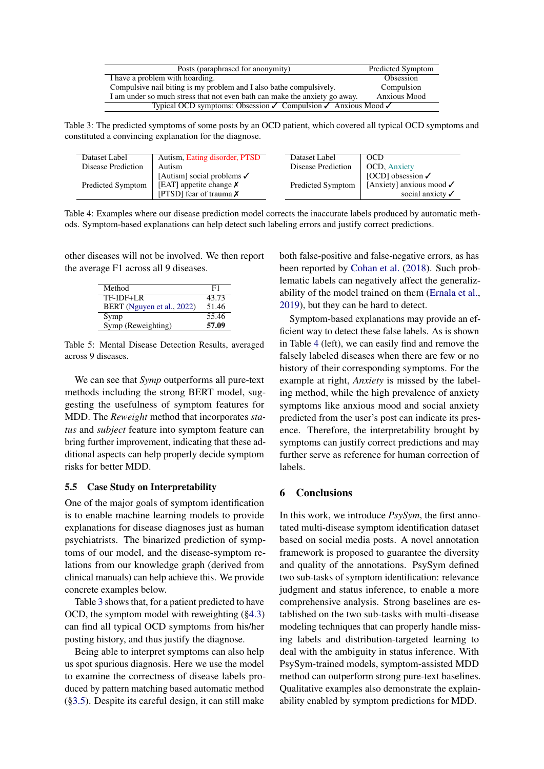| Posts (paraphrased for anonymity) | Predicted Symptom |
|---|---|
| I have a problem with hoarding. | Obsession |
| Compulsive nail biting is my problem and I also bathe compulsively. | Compulsion |
| I am under so much stress that not even bath can make the anxiety go away. | Anxious Mood |
| Typical OCD symptoms: Obsession ✓ Compulsion ✓ Anxious Mood ✓ | |

Table 3: The predicted symptoms of some posts by an OCD patient, which covered all typical OCD symptoms and constituted a convincing explanation for the diagnose.

| Dataset Label | Autism, Eating disorder, PTSD |
|---|---|
| Disease Prediction | Autism |
| Predicted Symptom | [Autism] social problems ✓<br>[EAT] appetite change ✗<br>[PTSD] fear of trauma ✗ |

| Dataset Label | OCD |
|---|---|
| Disease Prediction | OCD, Anxiety |
| Predicted Symptom | [OCD] obsession ✓<br>[Anxiety] anxious mood ✓<br>social anxiety ✓ |

Table 4: Examples where our disease prediction model corrects the inaccurate labels produced by automatic methods. Symptom-based explanations can help detect such labeling errors and justify correct predictions.

other diseases will not be involved. We then report the average F1 across all 9 diseases.

| Method | F1 |
|---|---|
| TF-IDF+LR | 43.73 |
| BERT (Nguyen et al., 2022) | 51.46 |
| Symp | 55.46 |
| Symp (Reweighting) | **57.09** |

Table 5: Mental Disease Detection Results, averaged across 9 diseases.

We can see that *Symp* outperforms all pure-text methods including the strong BERT model, suggesting the usefulness of symptom features for MDD. The *Reweight* method that incorporates *status* and *subject* feature into symptom feature can bring further improvement, indicating that these additional aspects can help properly decide symptom risks for better MDD.

### 5.5 Case Study on Interpretability

One of the major goals of symptom identification is to enable machine learning models to provide explanations for disease diagnoses just as human psychiatrists. The binarized prediction of symptoms of our model, and the disease-symptom relations from our knowledge graph (derived from clinical manuals) can help achieve this. We provide concrete examples below.

Table 3 shows that, for a patient predicted to have OCD, the symptom model with reweighting (§4.3) can find all typical OCD symptoms from his/her posting history, and thus justify the diagnose.

Being able to interpret symptoms can also help us spot spurious diagnosis. Here we use the model to examine the correctness of disease labels produced by pattern matching based automatic method (§3.5). Despite its careful design, it can still make both false-positive and false-negative errors, as has been reported by Cohan et al. (2018). Such problematic labels can negatively affect the generalizability of the model trained on them (Ernala et al., 2019), but they can be hard to detect.

Symptom-based explanations may provide an efficient way to detect these false labels. As is shown in Table 4 (left), we can easily find and remove the falsely labeled diseases when there are few or no history of their corresponding symptoms. For the example at right, *Anxiety* is missed by the labeling method, while the high prevalence of anxiety symptoms like anxious mood and social anxiety predicted from the user's post can indicate its presence. Therefore, the interpretability brought by symptoms can justify correct predictions and may further serve as reference for human correction of labels.

## 6 Conclusions

In this work, we introduce *PsySym*, the first annotated multi-disease symptom identification dataset based on social media posts. A novel annotation framework is proposed to guarantee the diversity and quality of the annotations. PsySym defined two sub-tasks of symptom identification: relevance judgment and status inference, to enable a more comprehensive analysis. Strong baselines are established on the two sub-tasks with multi-disease modeling techniques that can properly handle missing labels and distribution-targeted learning to deal with the ambiguity in status inference. With PsySym-trained models, symptom-assisted MDD method can outperform strong pure-text baselines. Qualitative examples also demonstrate the explainability enabled by symptom predictions for MDD.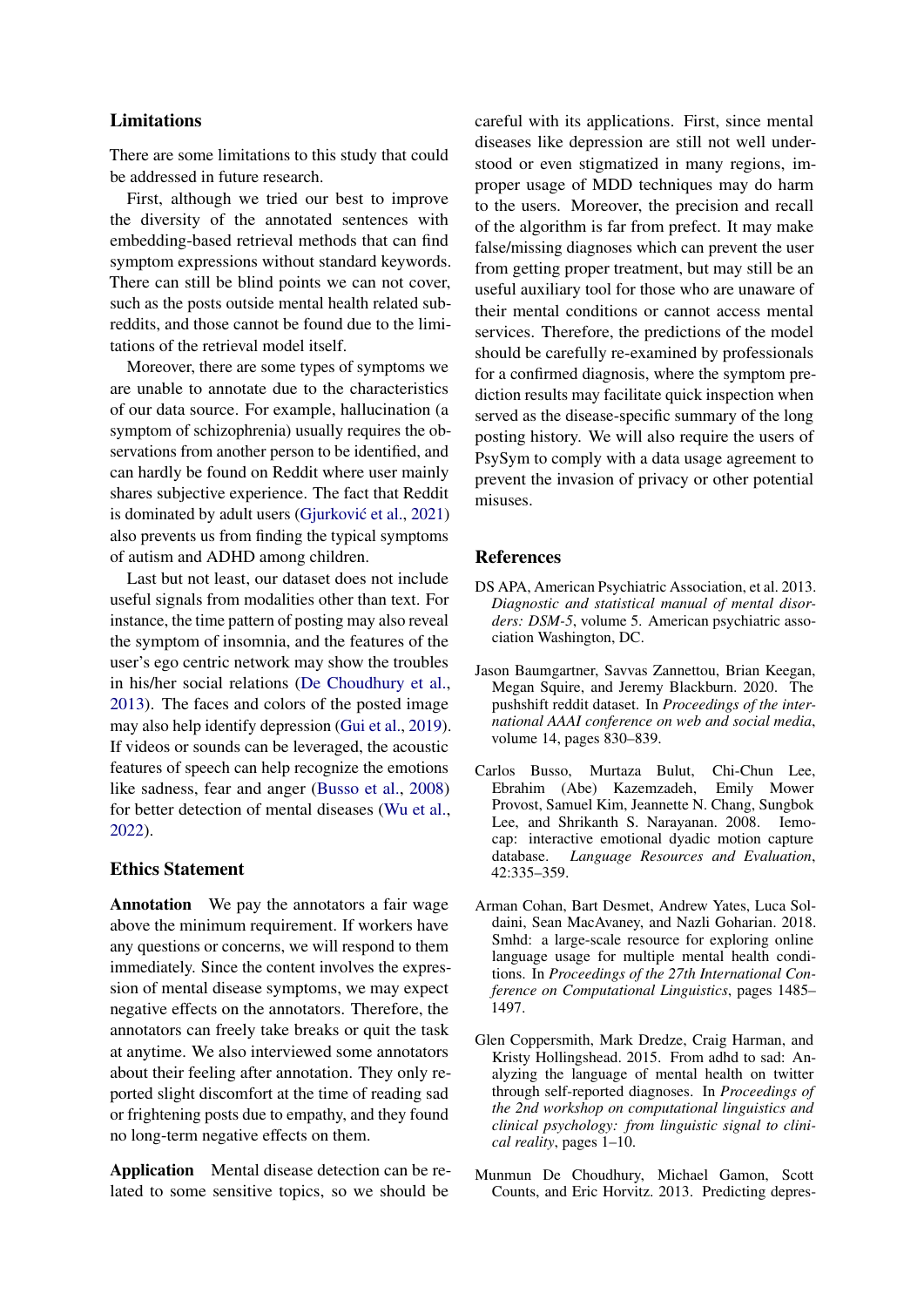## Limitations

There are some limitations to this study that could be addressed in future research.

First, although we tried our best to improve the diversity of the annotated sentences with embedding-based retrieval methods that can find symptom expressions without standard keywords. There can still be blind points we can not cover, such as the posts outside mental health related subreddits, and those cannot be found due to the limitations of the retrieval model itself.

Moreover, there are some types of symptoms we are unable to annotate due to the characteristics of our data source. For example, hallucination (a symptom of schizophrenia) usually requires the observations from another person to be identified, and can hardly be found on Reddit where user mainly shares subjective experience. The fact that Reddit is dominated by adult users (Gjurković et al., 2021) also prevents us from finding the typical symptoms of autism and ADHD among children.

Last but not least, our dataset does not include useful signals from modalities other than text. For instance, the time pattern of posting may also reveal the symptom of insomnia, and the features of the user's ego centric network may show the troubles in his/her social relations (De Choudhury et al., 2013). The faces and colors of the posted image may also help identify depression (Gui et al., 2019). If videos or sounds can be leveraged, the acoustic features of speech can help recognize the emotions like sadness, fear and anger (Busso et al., 2008) for better detection of mental diseases (Wu et al., 2022).

## Ethics Statement

**Annotation** We pay the annotators a fair wage above the minimum requirement. If workers have any questions or concerns, we will respond to them immediately. Since the content involves the expression of mental disease symptoms, we may expect negative effects on the annotators. Therefore, the annotators can freely take breaks or quit the task at anytime. We also interviewed some annotators about their feeling after annotation. They only reported slight discomfort at the time of reading sad or frightening posts due to empathy, and they found no long-term negative effects on them.

**Application** Mental disease detection can be related to some sensitive topics, so we should be careful with its applications. First, since mental diseases like depression are still not well understood or even stigmatized in many regions, improper usage of MDD techniques may do harm to the users. Moreover, the precision and recall of the algorithm is far from prefect. It may make false/missing diagnoses which can prevent the user from getting proper treatment, but may still be an useful auxiliary tool for those who are unaware of their mental conditions or cannot access mental services. Therefore, the predictions of the model should be carefully re-examined by professionals for a confirmed diagnosis, where the symptom prediction results may facilitate quick inspection when served as the disease-specific summary of the long posting history. We will also require the users of PsySym to comply with a data usage agreement to prevent the invasion of privacy or other potential misuses.

## References

DS APA, American Psychiatric Association, et al. 2013. *Diagnostic and statistical manual of mental disorders: DSM-5*, volume 5. American psychiatric association Washington, DC.

Jason Baumgartner, Savvas Zannettou, Brian Keegan, Megan Squire, and Jeremy Blackburn. 2020. The pushshift reddit dataset. In *Proceedings of the international AAAI conference on web and social media*, volume 14, pages 830–839.

Carlos Busso, Murtaza Bulut, Chi-Chun Lee, Ebrahim (Abe) Kazemzadeh, Emily Mower Provost, Samuel Kim, Jeannette N. Chang, Sungbok Lee, and Shrikanth S. Narayanan. 2008. Iemocap: interactive emotional dyadic motion capture database. *Language Resources and Evaluation*, 42:335–359.

Arman Cohan, Bart Desmet, Andrew Yates, Luca Soldaini, Sean MacAvaney, and Nazli Goharian. 2018. Smhd: a large-scale resource for exploring online language usage for multiple mental health conditions. In *Proceedings of the 27th International Conference on Computational Linguistics*, pages 1485–1497.

Glen Coppersmith, Mark Dredze, Craig Harman, and Kristy Hollingshead. 2015. From adhd to sad: Analyzing the language of mental health on twitter through self-reported diagnoses. In *Proceedings of the 2nd workshop on computational linguistics and clinical psychology: from linguistic signal to clinical reality*, pages 1–10.

Munmun De Choudhury, Michael Gamon, Scott Counts, and Eric Horvitz. 2013. Predicting depres-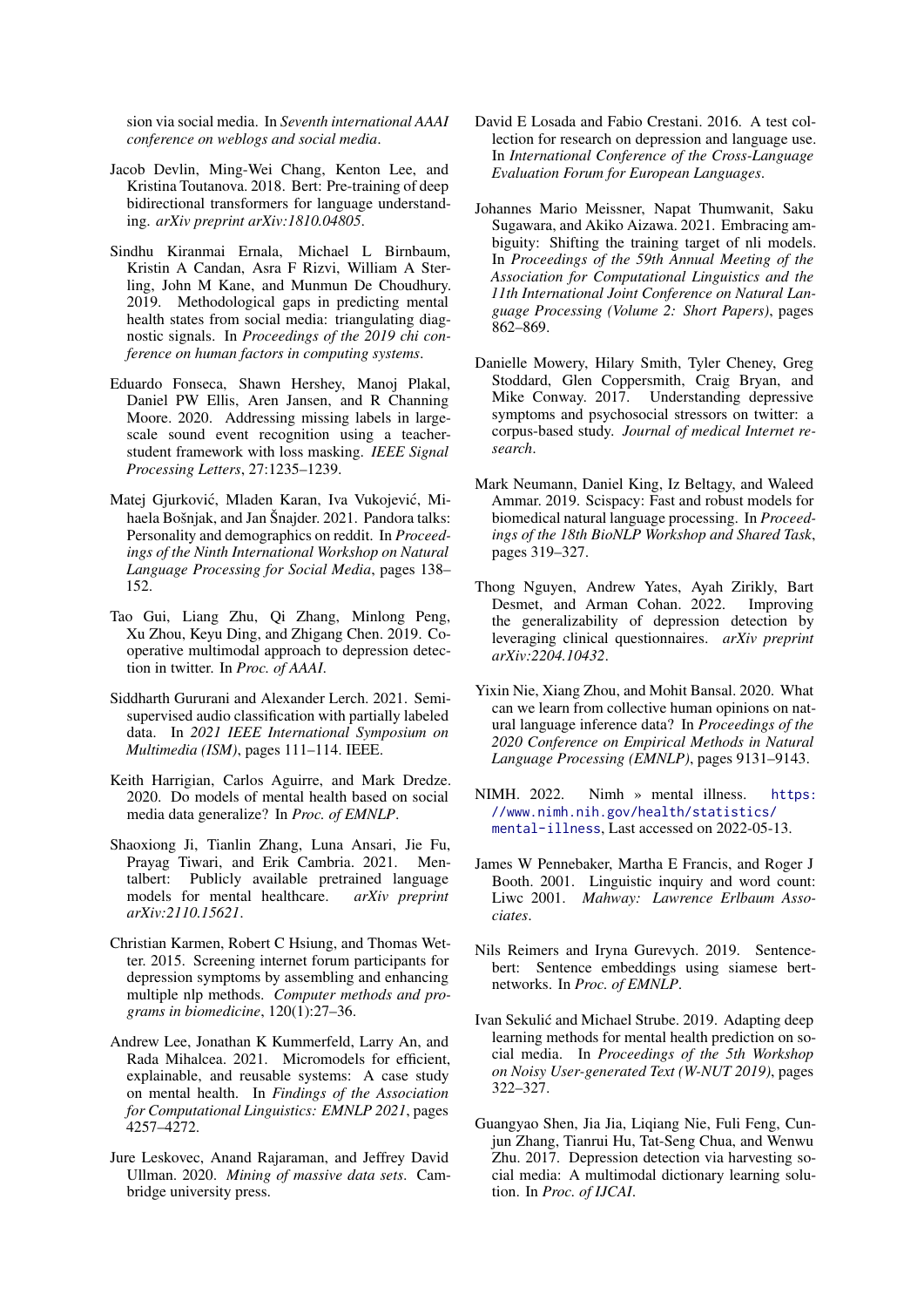sion via social media. In *Seventh international AAAI conference on weblogs and social media*.

Jacob Devlin, Ming-Wei Chang, Kenton Lee, and Kristina Toutanova. 2018. Bert: Pre-training of deep bidirectional transformers for language understanding. *arXiv preprint arXiv:1810.04805*.

Sindhu Kiranmai Ernala, Michael L Birnbaum, Kristin A Candan, Asra F Rizvi, William A Sterling, John M Kane, and Munmun De Choudhury. 2019. Methodological gaps in predicting mental health states from social media: triangulating diagnostic signals. In *Proceedings of the 2019 chi conference on human factors in computing systems*.

Eduardo Fonseca, Shawn Hershey, Manoj Plakal, Daniel PW Ellis, Aren Jansen, and R Channing Moore. 2020. Addressing missing labels in large-scale sound event recognition using a teacher-student framework with loss masking. *IEEE Signal Processing Letters*, 27:1235–1239.

Matej Gjurković, Mladen Karan, Iva Vukojević, Mihaela Bošnjak, and Jan Šnajder. 2021. Pandora talks: Personality and demographics on reddit. In *Proceedings of the Ninth International Workshop on Natural Language Processing for Social Media*, pages 138–152.

Tao Gui, Liang Zhu, Qi Zhang, Minlong Peng, Xu Zhou, Keyu Ding, and Zhigang Chen. 2019. Cooperative multimodal approach to depression detection in twitter. In *Proc. of AAAI*.

Siddharth Gururani and Alexander Lerch. 2021. Semi-supervised audio classification with partially labeled data. In *2021 IEEE International Symposium on Multimedia (ISM)*, pages 111–114. IEEE.

Keith Harrigian, Carlos Aguirre, and Mark Dredze. 2020. Do models of mental health based on social media data generalize? In *Proc. of EMNLP*.

Shaoxiong Ji, Tianlin Zhang, Luna Ansari, Jie Fu, Prayag Tiwari, and Erik Cambria. 2021. Mentalbert: Publicly available pretrained language models for mental healthcare. *arXiv preprint arXiv:2110.15621*.

Christian Karmen, Robert C Hsiung, and Thomas Wetter. 2015. Screening internet forum participants for depression symptoms by assembling and enhancing multiple nlp methods. *Computer methods and programs in biomedicine*, 120(1):27–36.

Andrew Lee, Jonathan K Kummerfeld, Larry An, and Rada Mihalcea. 2021. Micromodels for efficient, explainable, and reusable systems: A case study on mental health. In *Findings of the Association for Computational Linguistics: EMNLP 2021*, pages 4257–4272.

Jure Leskovec, Anand Rajaraman, and Jeffrey David Ullman. 2020. *Mining of massive data sets*. Cambridge university press.

David E Losada and Fabio Crestani. 2016. A test collection for research on depression and language use. In *International Conference of the Cross-Language Evaluation Forum for European Languages*.

Johannes Mario Meissner, Napat Thumwanit, Saku Sugawara, and Akiko Aizawa. 2021. Embracing ambiguity: Shifting the training target of nli models. In *Proceedings of the 59th Annual Meeting of the Association for Computational Linguistics and the 11th International Joint Conference on Natural Language Processing (Volume 2: Short Papers)*, pages 862–869.

Danielle Mowery, Hilary Smith, Tyler Cheney, Greg Stoddard, Glen Coppersmith, Craig Bryan, and Mike Conway. 2017. Understanding depressive symptoms and psychosocial stressors on twitter: a corpus-based study. *Journal of medical Internet research*.

Mark Neumann, Daniel King, Iz Beltagy, and Waleed Ammar. 2019. Scispacy: Fast and robust models for biomedical natural language processing. In *Proceedings of the 18th BioNLP Workshop and Shared Task*, pages 319–327.

Thong Nguyen, Andrew Yates, Ayah Zirikly, Bart Desmet, and Arman Cohan. 2022. Improving the generalizability of depression detection by leveraging clinical questionnaires. *arXiv preprint arXiv:2204.10432*.

Yixin Nie, Xiang Zhou, and Mohit Bansal. 2020. What can we learn from collective human opinions on natural language inference data? In *Proceedings of the 2020 Conference on Empirical Methods in Natural Language Processing (EMNLP)*, pages 9131–9143.

NIMH. 2022. Nimh » mental illness. https://www.nimh.nih.gov/health/statistics/mental-illness, Last accessed on 2022-05-13.

James W Pennebaker, Martha E Francis, and Roger J Booth. 2001. Linguistic inquiry and word count: Liwc 2001. *Mahway: Lawrence Erlbaum Associates*.

Nils Reimers and Iryna Gurevych. 2019. Sentence-bert: Sentence embeddings using siamese bert-networks. In *Proc. of EMNLP*.

Ivan Sekulić and Michael Strube. 2019. Adapting deep learning methods for mental health prediction on social media. In *Proceedings of the 5th Workshop on Noisy User-generated Text (W-NUT 2019)*, pages 322–327.

Guangyao Shen, Jia Jia, Liqiang Nie, Fuli Feng, Cunjun Zhang, Tianrui Hu, Tat-Seng Chua, and Wenwu Zhu. 2017. Depression detection via harvesting social media: A multimodal dictionary learning solution. In *Proc. of IJCAI*.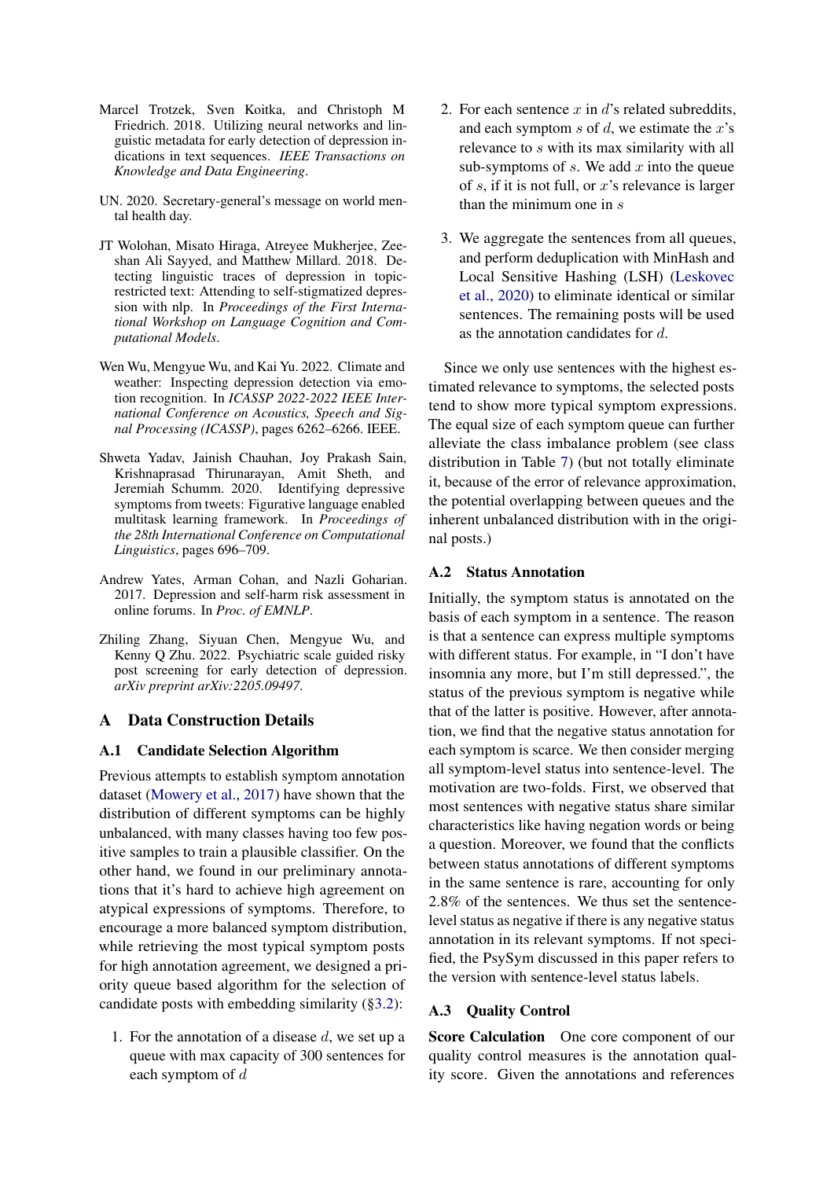Marcel Trotzek, Sven Koitka, and Christoph M Friedrich. 2018. Utilizing neural networks and linguistic metadata for early detection of depression indications in text sequences. *IEEE Transactions on Knowledge and Data Engineering*.

UN. 2020. Secretary-general's message on world mental health day.

JT Wolohan, Misato Hiraga, Atreyee Mukherjee, Zeeshan Ali Sayyed, and Matthew Millard. 2018. Detecting linguistic traces of depression in topic-restricted text: Attending to self-stigmatized depression with nlp. In *Proceedings of the First International Workshop on Language Cognition and Computational Models*.

Wen Wu, Mengyue Wu, and Kai Yu. 2022. Climate and weather: Inspecting depression detection via emotion recognition. In *ICASSP 2022-2022 IEEE International Conference on Acoustics, Speech and Signal Processing (ICASSP)*, pages 6262–6266. IEEE.

Shweta Yadav, Jainish Chauhan, Joy Prakash Sain, Krishnaprasad Thirunarayan, Amit Sheth, and Jeremiah Schumm. 2020. Identifying depressive symptoms from tweets: Figurative language enabled multitask learning framework. In *Proceedings of the 28th International Conference on Computational Linguistics*, pages 696–709.

Andrew Yates, Arman Cohan, and Nazli Goharian. 2017. Depression and self-harm risk assessment in online forums. In *Proc. of EMNLP*.

Zhiling Zhang, Siyuan Chen, Mengyue Wu, and Kenny Q Zhu. 2022. Psychiatric scale guided risky post screening for early detection of depression. *arXiv preprint arXiv:2205.09497*.

# A Data Construction Details

## A.1 Candidate Selection Algorithm

Previous attempts to establish symptom annotation dataset (Mowery et al., 2017) have shown that the distribution of different symptoms can be highly unbalanced, with many classes having too few positive samples to train a plausible classifier. On the other hand, we found in our preliminary annotations that it's hard to achieve high agreement on atypical expressions of symptoms. Therefore, to encourage a more balanced symptom distribution, while retrieving the most typical symptom posts for high annotation agreement, we designed a priority queue based algorithm for the selection of candidate posts with embedding similarity (§3.2):

1. For the annotation of a disease $d$, we set up a queue with max capacity of 300 sentences for each symptom of $d$
2. For each sentence $x$ in $d$'s related subreddits, and each symptom $s$ of $d$, we estimate the $x$'s relevance to $s$ with its max similarity with all sub-symptoms of $s$. We add $x$ into the queue of $s$, if it is not full, or $x$'s relevance is larger than the minimum one in $s$
3. We aggregate the sentences from all queues, and perform deduplication with MinHash and Local Sensitive Hashing (LSH) (Leskovec et al., 2020) to eliminate identical or similar sentences. The remaining posts will be used as the annotation candidates for $d$.

Since we only use sentences with the highest estimated relevance to symptoms, the selected posts tend to show more typical symptom expressions. The equal size of each symptom queue can further alleviate the class imbalance problem (see class distribution in Table 7) (but not totally eliminate it, because of the error of relevance approximation, the potential overlapping between queues and the inherent unbalanced distribution with in the original posts.)

## A.2 Status Annotation

Initially, the symptom status is annotated on the basis of each symptom in a sentence. The reason is that a sentence can express multiple symptoms with different status. For example, in "I don't have insomnia any more, but I'm still depressed.", the status of the previous symptom is negative while that of the latter is positive. However, after annotation, we find that the negative status annotation for each symptom is scarce. We then consider merging all symptom-level status into sentence-level. The motivation are two-folds. First, we observed that most sentences with negative status share similar characteristics like having negation words or being a question. Moreover, we found that the conflicts between status annotations of different symptoms in the same sentence is rare, accounting for only 2.8% of the sentences. We thus set the sentence-level status as negative if there is any negative status annotation in its relevant symptoms. If not specified, the PsySym discussed in this paper refers to the version with sentence-level status labels.

## A.3 Quality Control

**Score Calculation** One core component of our quality control measures is the annotation quality score. Given the annotations and references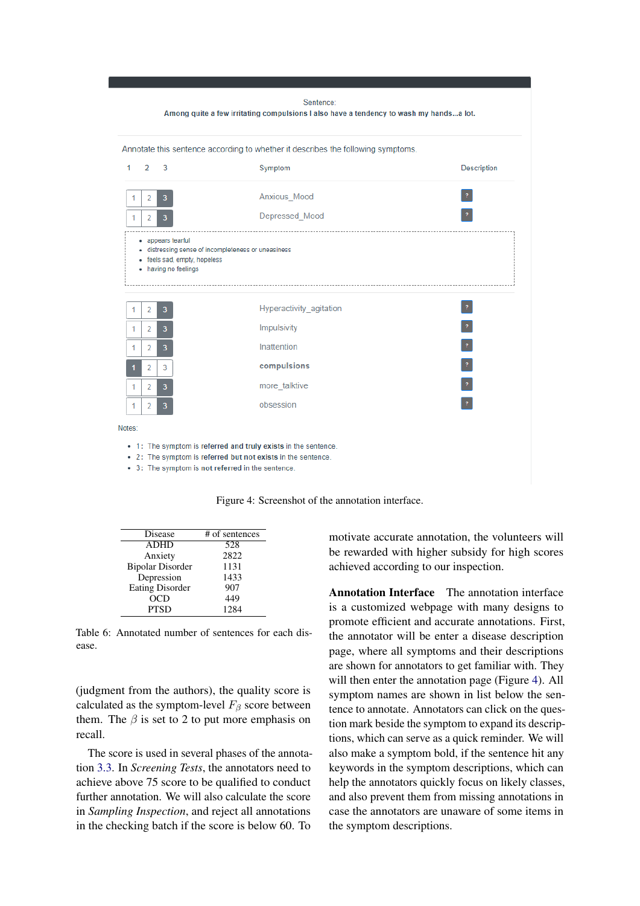Sentence:
Among quite a few irritating compulsions I also have a tendency to wash my hands...a lot.

Annotate this sentence according to whether it describes the following symptoms.

| 1 2 3 | Symptom | Description |
|---|---|---|
| 1 2 **3** | Anxious_Mood | ? |
| 1 2 **3** | Depressed_Mood | ? |

- appears fearful
- distressing sense of incompleteness or uneasiness
- feels sad, empty, hopeless
- having no feelings

| 1 2 3 | Symptom | Description |
|---|---|---|
| 1 2 **3** | Hyperactivity_agitation | ? |
| 1 2 **3** | Impulsivity | ? |
| 1 2 **3** | Inattention | ? |
| **1** 2 3 | **compulsions** | ? |
| 1 2 **3** | more_talktive | ? |
| 1 2 **3** | obsession | ? |

Notes:

- 1 : The symptom is **referred and truly exists** in the sentence.
- 2 : The symptom is **referred but not exists** in the sentence.
- 3 : The symptom is **not referred** in the sentence.

Figure 4: Screenshot of the annotation interface.

| Disease | # of sentences |
|---|---|
| ADHD | 528 |
| Anxiety | 2822 |
| Bipolar Disorder | 1131 |
| Depression | 1433 |
| Eating Disorder | 907 |
| OCD | 449 |
| PTSD | 1284 |

Table 6: Annotated number of sentences for each disease.

(judgment from the authors), the quality score is calculated as the symptom-level $F_\beta$ score between them. The $\beta$ is set to 2 to put more emphasis on recall.

The score is used in several phases of the annotation 3.3. In *Screening Tests*, the annotators need to achieve above 75 score to be qualified to conduct further annotation. We will also calculate the score in *Sampling Inspection*, and reject all annotations in the checking batch if the score is below 60. To motivate accurate annotation, the volunteers will be rewarded with higher subsidy for high scores achieved according to our inspection.

**Annotation Interface** The annotation interface is a customized webpage with many designs to promote efficient and accurate annotations. First, the annotator will be enter a disease description page, where all symptoms and their descriptions are shown for annotators to get familiar with. They will then enter the annotation page (Figure 4). All symptom names are shown in list below the sentence to annotate. Annotators can click on the question mark beside the symptom to expand its descriptions, which can serve as a quick reminder. We will also make a symptom bold, if the sentence hit any keywords in the symptom descriptions, which can help the annotators quickly focus on likely classes, and also prevent them from missing annotations in case the annotators are unaware of some items in the symptom descriptions.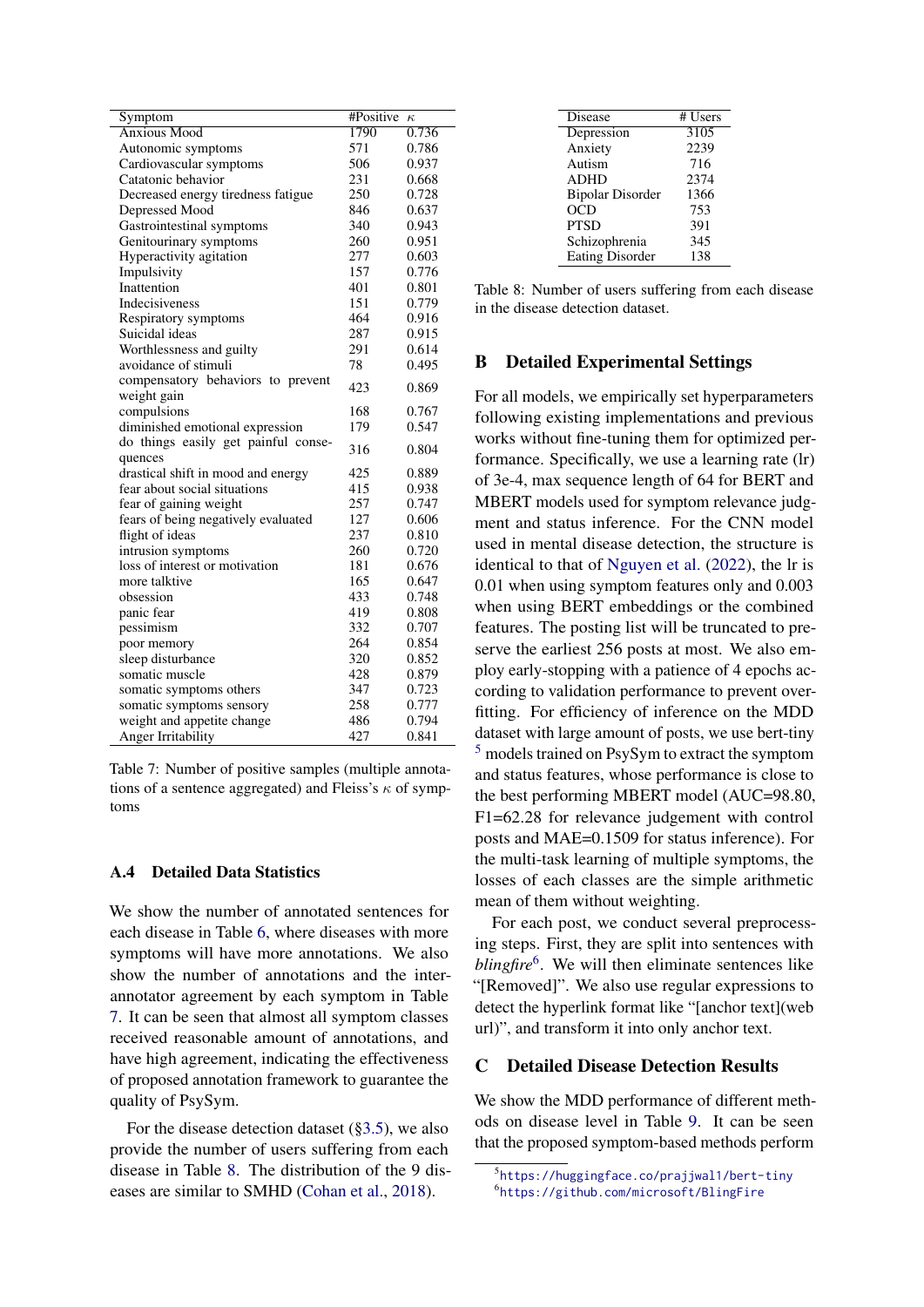| Symptom | #Positive | $\kappa$ |
|---|---|---|
| Anxious Mood | 1790 | 0.736 |
| Autonomic symptoms | 571 | 0.786 |
| Cardiovascular symptoms | 506 | 0.937 |
| Catatonic behavior | 231 | 0.668 |
| Decreased energy tiredness fatigue | 250 | 0.728 |
| Depressed Mood | 846 | 0.637 |
| Gastrointestinal symptoms | 340 | 0.943 |
| Genitourinary symptoms | 260 | 0.951 |
| Hyperactivity agitation | 277 | 0.603 |
| Impulsivity | 157 | 0.776 |
| Inattention | 401 | 0.801 |
| Indecisiveness | 151 | 0.779 |
| Respiratory symptoms | 464 | 0.916 |
| Suicidal ideas | 287 | 0.915 |
| Worthlessness and guilty | 291 | 0.614 |
| avoidance of stimuli | 78 | 0.495 |
| compensatory behaviors to prevent weight gain | 423 | 0.869 |
| compulsions | 168 | 0.767 |
| diminished emotional expression | 179 | 0.547 |
| do things easily get painful consequences | 316 | 0.804 |
| drastical shift in mood and energy | 425 | 0.889 |
| fear about social situations | 415 | 0.938 |
| fear of gaining weight | 257 | 0.747 |
| fears of being negatively evaluated | 127 | 0.606 |
| flight of ideas | 237 | 0.810 |
| intrusion symptoms | 260 | 0.720 |
| loss of interest or motivation | 181 | 0.676 |
| more talktive | 165 | 0.647 |
| obsession | 433 | 0.748 |
| panic fear | 419 | 0.808 |
| pessimism | 332 | 0.707 |
| poor memory | 264 | 0.854 |
| sleep disturbance | 320 | 0.852 |
| somatic muscle | 428 | 0.879 |
| somatic symptoms others | 347 | 0.723 |
| somatic symptoms sensory | 258 | 0.777 |
| weight and appetite change | 486 | 0.794 |
| Anger Irritability | 427 | 0.841 |

Table 7: Number of positive samples (multiple annotations of a sentence aggregated) and Fleiss's $\kappa$ of symptoms

### A.4 Detailed Data Statistics

We show the number of annotated sentences for each disease in Table 6, where diseases with more symptoms will have more annotations. We also show the number of annotations and the inter-annotator agreement by each symptom in Table 7. It can be seen that almost all symptom classes received reasonable amount of annotations, and have high agreement, indicating the effectiveness of proposed annotation framework to guarantee the quality of PsySym.

For the disease detection dataset (§3.5), we also provide the number of users suffering from each disease in Table 8. The distribution of the 9 diseases are similar to SMHD (Cohan et al., 2018).

| Disease | # Users |
|---|---|
| Depression | 3105 |
| Anxiety | 2239 |
| Autism | 716 |
| ADHD | 2374 |
| Bipolar Disorder | 1366 |
| OCD | 753 |
| PTSD | 391 |
| Schizophrenia | 345 |
| Eating Disorder | 138 |

Table 8: Number of users suffering from each disease in the disease detection dataset.

## B Detailed Experimental Settings

For all models, we empirically set hyperparameters following existing implementations and previous works without fine-tuning them for optimized performance. Specifically, we use a learning rate (lr) of 3e-4, max sequence length of 64 for BERT and MBERT models used for symptom relevance judgment and status inference. For the CNN model used in mental disease detection, the structure is identical to that of Nguyen et al. (2022), the lr is 0.01 when using symptom features only and 0.003 when using BERT embeddings or the combined features. The posting list will be truncated to preserve the earliest 256 posts at most. We also employ early-stopping with a patience of 4 epochs according to validation performance to prevent overfitting. For efficiency of inference on the MDD dataset with large amount of posts, we use bert-tiny [5] models trained on PsySym to extract the symptom and status features, whose performance is close to the best performing MBERT model (AUC=98.80, F1=62.28 for relevance judgement with control posts and MAE=0.1509 for status inference). For the multi-task learning of multiple symptoms, the losses of each classes are the simple arithmetic mean of them without weighting.

For each post, we conduct several preprocessing steps. First, they are split into sentences with *blingfire*[6]. We will then eliminate sentences like "[Removed]". We also use regular expressions to detect the hyperlink format like "[anchor text](web url)", and transform it into only anchor text.

## C Detailed Disease Detection Results

We show the MDD performance of different methods on disease level in Table 9. It can be seen that the proposed symptom-based methods perform

[5] https://huggingface.co/prajjwal1/bert-tiny
[6] https://github.com/microsoft/BlingFire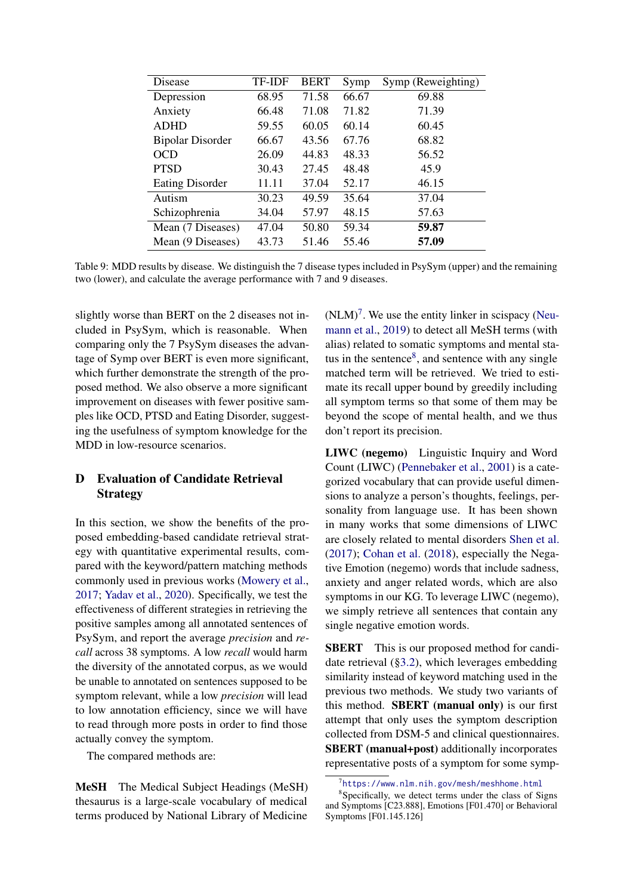| Disease | TF-IDF | BERT | Symp | Symp (Reweighting) |
|---|---|---|---|---|
| Depression | 68.95 | 71.58 | 66.67 | 69.88 |
| Anxiety | 66.48 | 71.08 | 71.82 | 71.39 |
| ADHD | 59.55 | 60.05 | 60.14 | 60.45 |
| Bipolar Disorder | 66.67 | 43.56 | 67.76 | 68.82 |
| OCD | 26.09 | 44.83 | 48.33 | 56.52 |
| PTSD | 30.43 | 27.45 | 48.48 | 45.9 |
| Eating Disorder | 11.11 | 37.04 | 52.17 | 46.15 |
| Autism | 30.23 | 49.59 | 35.64 | 37.04 |
| Schizophrenia | 34.04 | 57.97 | 48.15 | 57.63 |
| Mean (7 Diseases) | 47.04 | 50.80 | 59.34 | **59.87** |
| Mean (9 Diseases) | 43.73 | 51.46 | 55.46 | **57.09** |

Table 9: MDD results by disease. We distinguish the 7 disease types included in PsySym (upper) and the remaining two (lower), and calculate the average performance with 7 and 9 diseases.

slightly worse than BERT on the 2 diseases not included in PsySym, which is reasonable. When comparing only the 7 PsySym diseases the advantage of Symp over BERT is even more significant, which further demonstrate the strength of the proposed method. We also observe a more significant improvement on diseases with fewer positive samples like OCD, PTSD and Eating Disorder, suggesting the usefulness of symptom knowledge for the MDD in low-resource scenarios.

## D Evaluation of Candidate Retrieval Strategy

In this section, we show the benefits of the proposed embedding-based candidate retrieval strategy with quantitative experimental results, compared with the keyword/pattern matching methods commonly used in previous works (Mowery et al., 2017; Yadav et al., 2020). Specifically, we test the effectiveness of different strategies in retrieving the positive samples among all annotated sentences of PsySym, and report the average *precision* and *recall* across 38 symptoms. A low *recall* would harm the diversity of the annotated corpus, as we would be unable to annotated on sentences supposed to be symptom relevant, while a low *precision* will lead to low annotation efficiency, since we will have to read through more posts in order to find those actually convey the symptom.

The compared methods are:

**MeSH** The Medical Subject Headings (MeSH) thesaurus is a large-scale vocabulary of medical terms produced by National Library of Medicine (NLM)[7]. We use the entity linker in scispacy (Neumann et al., 2019) to detect all MeSH terms (with alias) related to somatic symptoms and mental status in the sentence[8], and sentence with any single matched term will be retrieved. We tried to estimate its recall upper bound by greedily including all symptom terms so that some of them may be beyond the scope of mental health, and we thus don't report its precision.

**LIWC (negemo)** Linguistic Inquiry and Word Count (LIWC) (Pennebaker et al., 2001) is a categorized vocabulary that can provide useful dimensions to analyze a person's thoughts, feelings, personality from language use. It has been shown in many works that some dimensions of LIWC are closely related to mental disorders Shen et al. (2017); Cohan et al. (2018), especially the Negative Emotion (negemo) words that include sadness, anxiety and anger related words, which are also symptoms in our KG. To leverage LIWC (negemo), we simply retrieve all sentences that contain any single negative emotion words.

**SBERT** This is our proposed method for candidate retrieval (§3.2), which leverages embedding similarity instead of keyword matching used in the previous two methods. We study two variants of this method. **SBERT (manual only)** is our first attempt that only uses the symptom description collected from DSM-5 and clinical questionnaires. **SBERT (manual+post)** additionally incorporates representative posts of a symptom for some symp-

[7] https://www.nlm.nih.gov/mesh/meshhome.html

[8] Specifically, we detect terms under the class of Signs and Symptoms [C23.888], Emotions [F01.470] or Behavioral Symptoms [F01.145.126]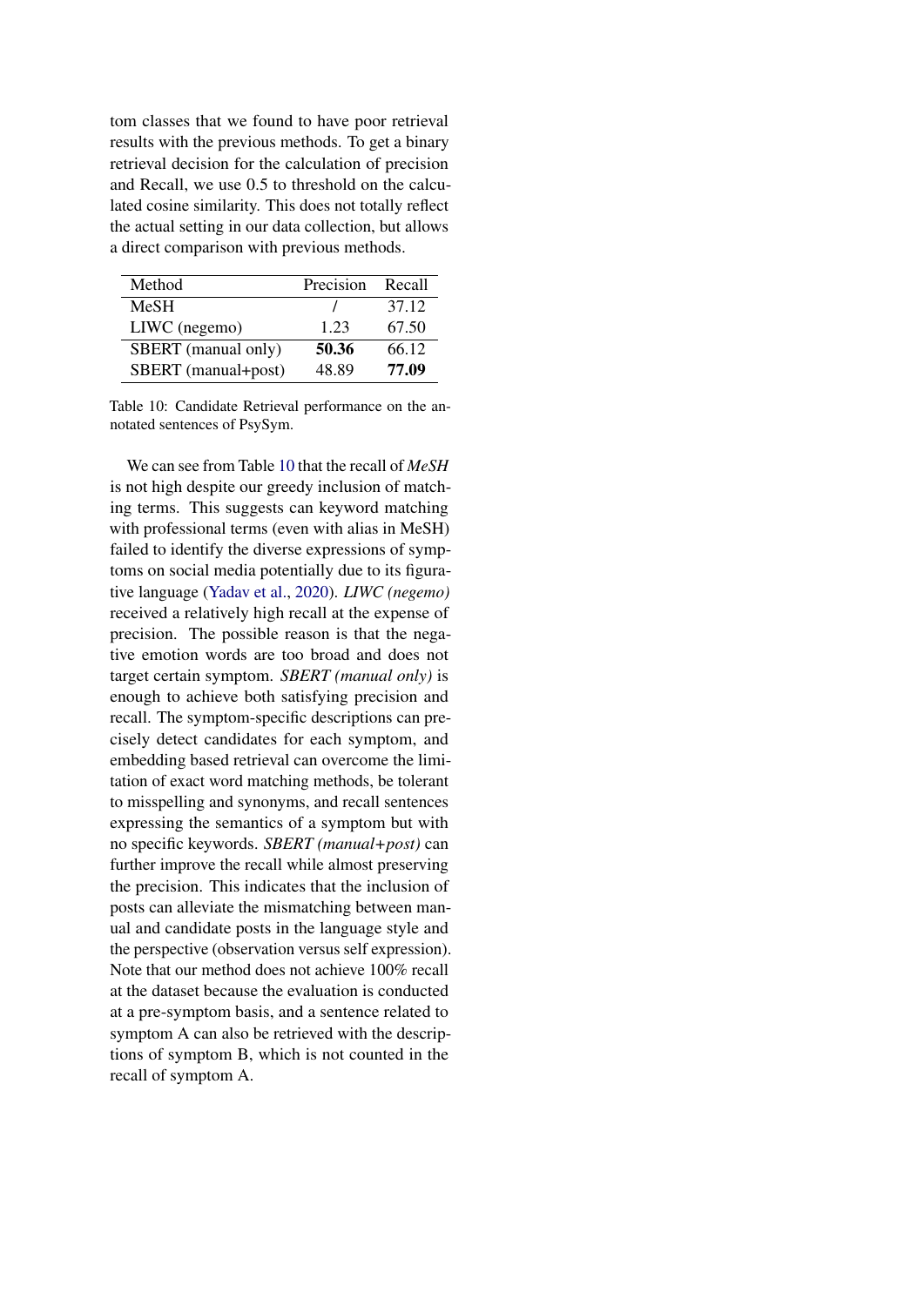tom classes that we found to have poor retrieval results with the previous methods. To get a binary retrieval decision for the calculation of precision and Recall, we use 0.5 to threshold on the calculated cosine similarity. This does not totally reflect the actual setting in our data collection, but allows a direct comparison with previous methods.

| Method | Precision | Recall |
|---|---|---|
| MeSH | / | 37.12 |
| LIWC (negemo) | 1.23 | 67.50 |
| SBERT (manual only) | **50.36** | 66.12 |
| SBERT (manual+post) | 48.89 | **77.09** |

Table 10: Candidate Retrieval performance on the annotated sentences of PsySym.

We can see from Table 10 that the recall of *MeSH* is not high despite our greedy inclusion of matching terms. This suggests can keyword matching with professional terms (even with alias in MeSH) failed to identify the diverse expressions of symptoms on social media potentially due to its figurative language (Yadav et al., 2020). *LIWC (negemo)* received a relatively high recall at the expense of precision. The possible reason is that the negative emotion words are too broad and does not target certain symptom. *SBERT (manual only)* is enough to achieve both satisfying precision and recall. The symptom-specific descriptions can precisely detect candidates for each symptom, and embedding based retrieval can overcome the limitation of exact word matching methods, be tolerant to misspelling and synonyms, and recall sentences expressing the semantics of a symptom but with no specific keywords. *SBERT (manual+post)* can further improve the recall while almost preserving the precision. This indicates that the inclusion of posts can alleviate the mismatching between manual and candidate posts in the language style and the perspective (observation versus self expression). Note that our method does not achieve 100% recall at the dataset because the evaluation is conducted at a pre-symptom basis, and a sentence related to symptom A can also be retrieved with the descriptions of symptom B, which is not counted in the recall of symptom A.